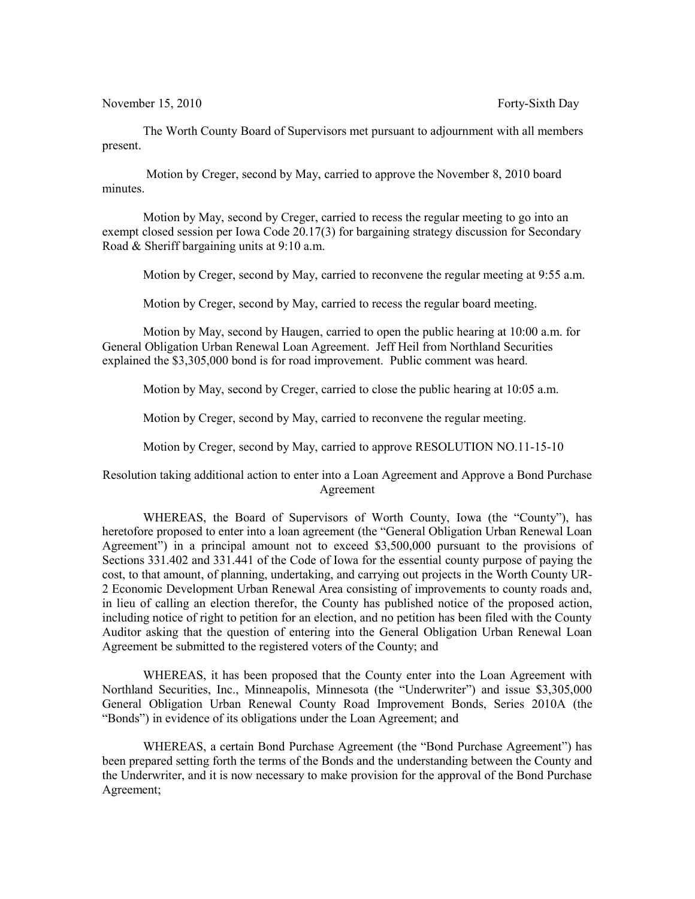November 15, 2010 Forty-Sixth Day

The Worth County Board of Supervisors met pursuant to adjournment with all members present.

Motion by Creger, second by May, carried to approve the November 8, 2010 board minutes.

Motion by May, second by Creger, carried to recess the regular meeting to go into an exempt closed session per Iowa Code 20.17(3) for bargaining strategy discussion for Secondary Road & Sheriff bargaining units at 9:10 a.m.

Motion by Creger, second by May, carried to reconvene the regular meeting at 9:55 a.m.

Motion by Creger, second by May, carried to recess the regular board meeting.

Motion by May, second by Haugen, carried to open the public hearing at 10:00 a.m. for General Obligation Urban Renewal Loan Agreement. Jeff Heil from Northland Securities explained the $3,305,000 bond is for road improvement. Public comment was heard.

Motion by May, second by Creger, carried to close the public hearing at 10:05 a.m.

Motion by Creger, second by May, carried to reconvene the regular meeting.

Motion by Creger, second by May, carried to approve RESOLUTION NO.11-15-10

Resolution taking additional action to enter into a Loan Agreement and Approve a Bond Purchase Agreement

WHEREAS, the Board of Supervisors of Worth County, Iowa (the "County"), has heretofore proposed to enter into a loan agreement (the "General Obligation Urban Renewal Loan Agreement") in a principal amount not to exceed $3,500,000 pursuant to the provisions of Sections 331.402 and 331.441 of the Code of Iowa for the essential county purpose of paying the cost, to that amount, of planning, undertaking, and carrying out projects in the Worth County UR-2 Economic Development Urban Renewal Area consisting of improvements to county roads and, in lieu of calling an election therefor, the County has published notice of the proposed action, including notice of right to petition for an election, and no petition has been filed with the County Auditor asking that the question of entering into the General Obligation Urban Renewal Loan Agreement be submitted to the registered voters of the County; and

WHEREAS, it has been proposed that the County enter into the Loan Agreement with Northland Securities, Inc., Minneapolis, Minnesota (the "Underwriter") and issue $3,305,000 General Obligation Urban Renewal County Road Improvement Bonds, Series 2010A (the "Bonds") in evidence of its obligations under the Loan Agreement; and

WHEREAS, a certain Bond Purchase Agreement (the "Bond Purchase Agreement") has been prepared setting forth the terms of the Bonds and the understanding between the County and the Underwriter, and it is now necessary to make provision for the approval of the Bond Purchase Agreement;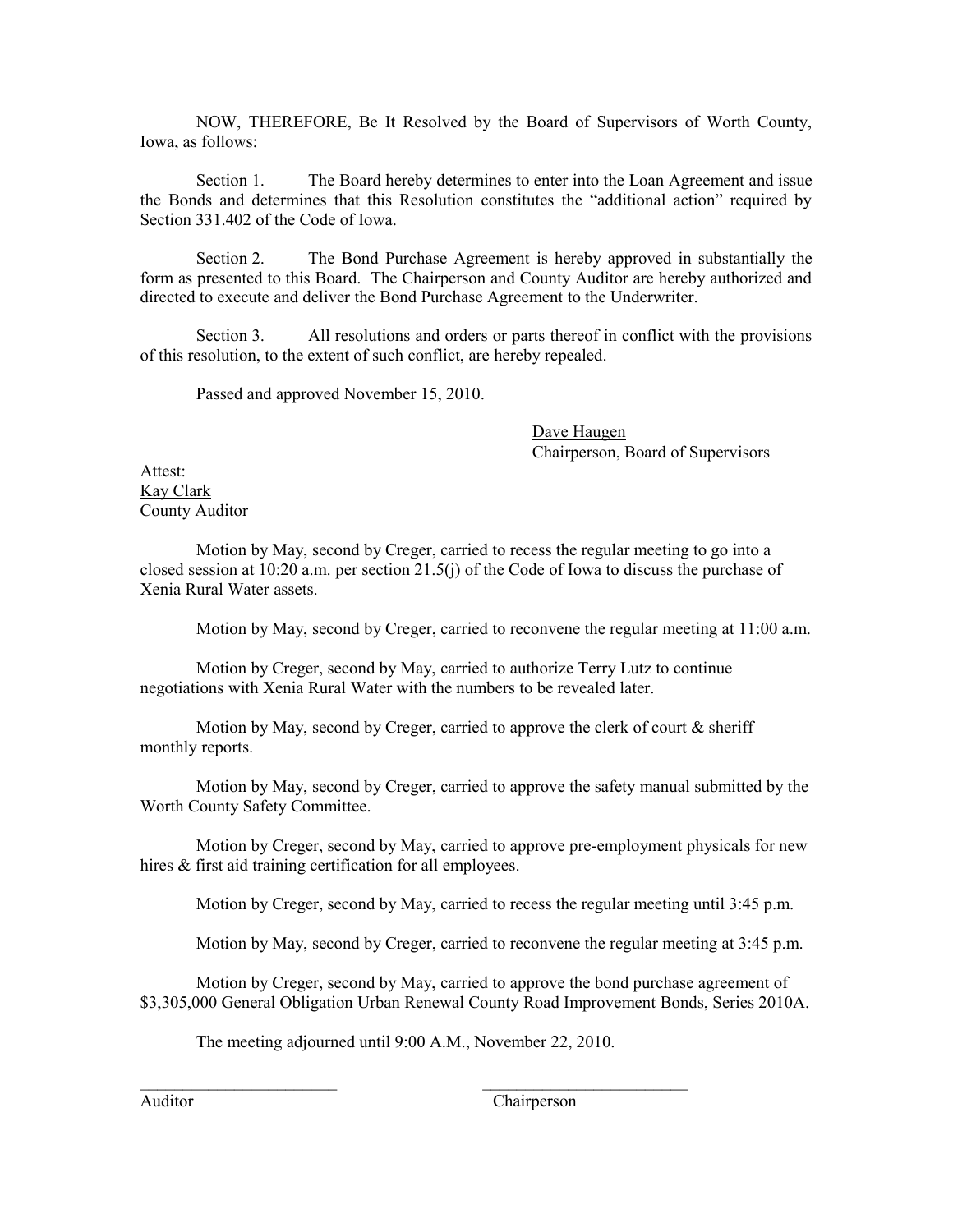NOW, THEREFORE, Be It Resolved by the Board of Supervisors of Worth County, Iowa, as follows:

Section 1. The Board hereby determines to enter into the Loan Agreement and issue the Bonds and determines that this Resolution constitutes the "additional action" required by Section 331.402 of the Code of Iowa.

Section 2. The Bond Purchase Agreement is hereby approved in substantially the form as presented to this Board. The Chairperson and County Auditor are hereby authorized and directed to execute and deliver the Bond Purchase Agreement to the Underwriter.

Section 3. All resolutions and orders or parts thereof in conflict with the provisions of this resolution, to the extent of such conflict, are hereby repealed.

Passed and approved November 15, 2010.

Dave Haugen
Chairperson, Board of Supervisors

Attest:
Kay Clark
County Auditor

Motion by May, second by Creger, carried to recess the regular meeting to go into a closed session at 10:20 a.m. per section 21.5(j) of the Code of Iowa to discuss the purchase of Xenia Rural Water assets.

Motion by May, second by Creger, carried to reconvene the regular meeting at 11:00 a.m.

Motion by Creger, second by May, carried to authorize Terry Lutz to continue negotiations with Xenia Rural Water with the numbers to be revealed later.

Motion by May, second by Creger, carried to approve the clerk of court & sheriff monthly reports.

Motion by May, second by Creger, carried to approve the safety manual submitted by the Worth County Safety Committee.

Motion by Creger, second by May, carried to approve pre-employment physicals for new hires & first aid training certification for all employees.

Motion by Creger, second by May, carried to recess the regular meeting until 3:45 p.m.

Motion by May, second by Creger, carried to reconvene the regular meeting at 3:45 p.m.

Motion by Creger, second by May, carried to approve the bond purchase agreement of $3,305,000 General Obligation Urban Renewal County Road Improvement Bonds, Series 2010A.

The meeting adjourned until 9:00 A.M., November 22, 2010.

\_\_\_\_\_\_\_\_\_\_\_\_\_\_\_\_\_\_\_\_\_\_\_\_ \_\_\_\_\_\_\_\_\_\_\_\_\_\_\_\_\_\_\_\_\_\_\_\_

Auditor Chairperson